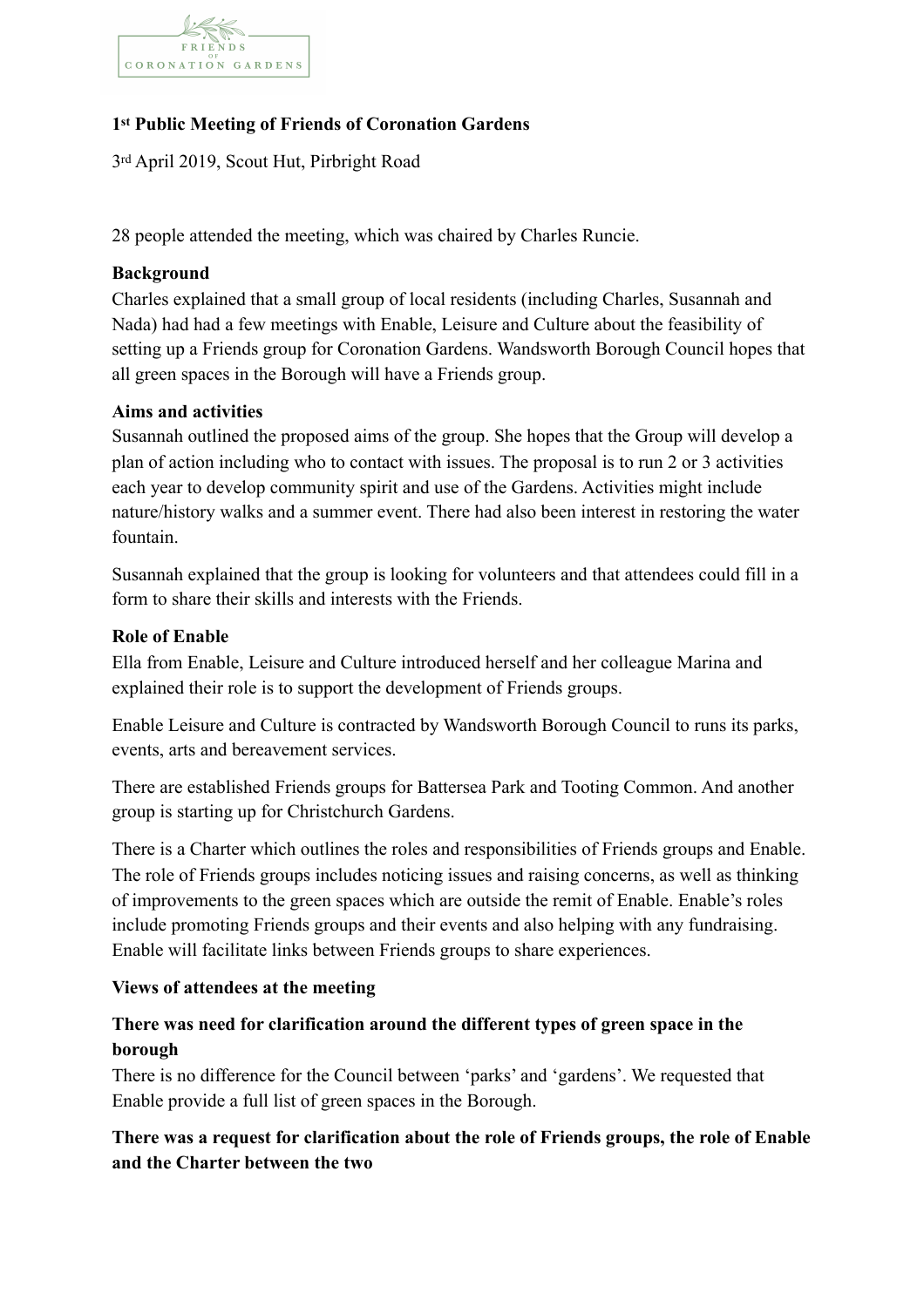**1st Public Meeting of Friends of Coronation Gardens**

3rd April 2019, Scout Hut, Pirbright Road

28 people attended the meeting, which was chaired by Charles Runcie.

**Background**

Charles explained that a small group of local residents (including Charles, Susannah and Nada) had had a few meetings with Enable, Leisure and Culture about the feasibility of setting up a Friends group for Coronation Gardens. Wandsworth Borough Council hopes that all green spaces in the Borough will have a Friends group.

**Aims and activities**

Susannah outlined the proposed aims of the group. She hopes that the Group will develop a plan of action including who to contact with issues. The proposal is to run 2 or 3 activities each year to develop community spirit and use of the Gardens. Activities might include nature/history walks and a summer event. There had also been interest in restoring the water fountain.

Susannah explained that the group is looking for volunteers and that attendees could fill in a form to share their skills and interests with the Friends.

**Role of Enable**

Ella from Enable, Leisure and Culture introduced herself and her colleague Marina and explained their role is to support the development of Friends groups.

Enable Leisure and Culture is contracted by Wandsworth Borough Council to runs its parks, events, arts and bereavement services.

There are established Friends groups for Battersea Park and Tooting Common. And another group is starting up for Christchurch Gardens.

There is a Charter which outlines the roles and responsibilities of Friends groups and Enable. The role of Friends groups includes noticing issues and raising concerns, as well as thinking of improvements to the green spaces which are outside the remit of Enable. Enable's roles include promoting Friends groups and their events and also helping with any fundraising. Enable will facilitate links between Friends groups to share experiences.

**Views of attendees at the meeting**

**There was need for clarification around the different types of green space in the borough**

There is no difference for the Council between 'parks' and 'gardens'. We requested that Enable provide a full list of green spaces in the Borough.

**There was a request for clarification about the role of Friends groups, the role of Enable and the Charter between the two**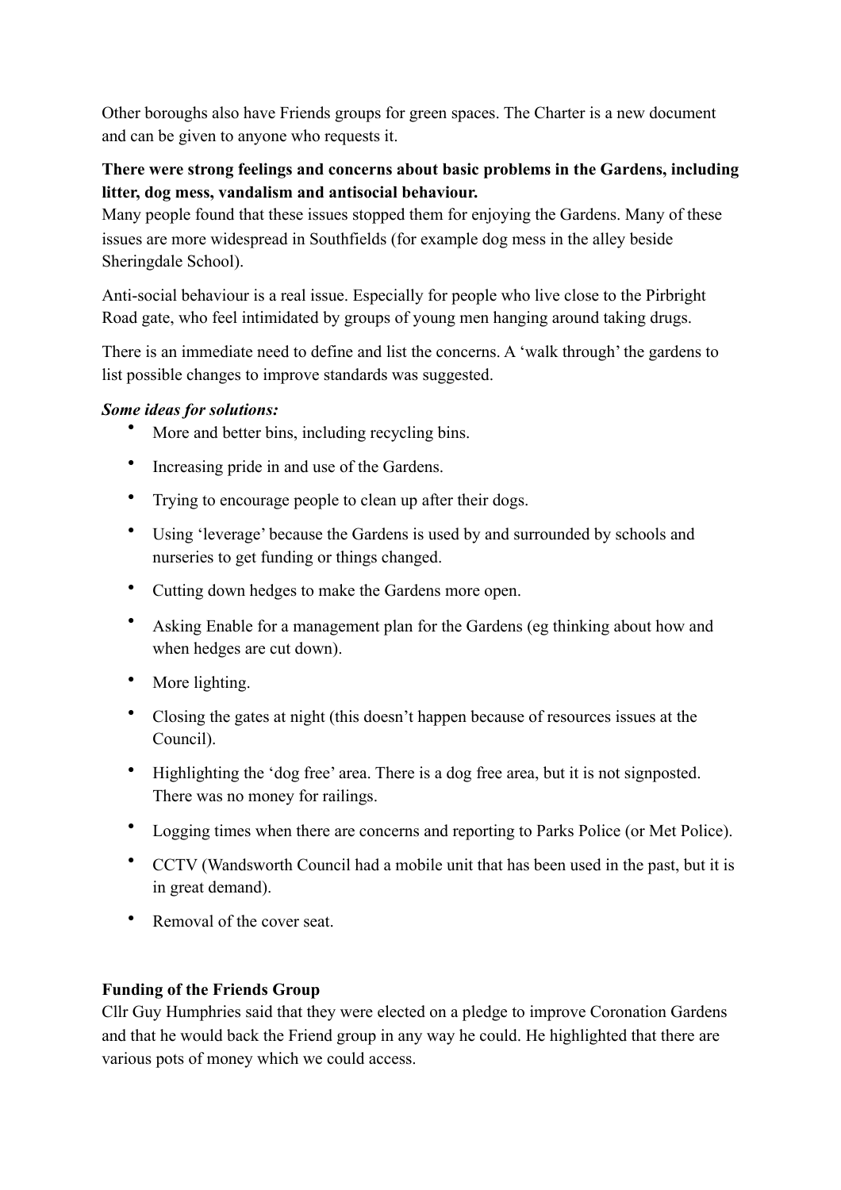Other boroughs also have Friends groups for green spaces. The Charter is a new document and can be given to anyone who requests it.

**There were strong feelings and concerns about basic problems in the Gardens, including litter, dog mess, vandalism and antisocial behaviour.**
Many people found that these issues stopped them for enjoying the Gardens. Many of these issues are more widespread in Southfields (for example dog mess in the alley beside Sheringdale School).

Anti-social behaviour is a real issue. Especially for people who live close to the Pirbright Road gate, who feel intimidated by groups of young men hanging around taking drugs.

There is an immediate need to define and list the concerns. A 'walk through' the gardens to list possible changes to improve standards was suggested.

***Some ideas for solutions:***

- More and better bins, including recycling bins.
- Increasing pride in and use of the Gardens.
- Trying to encourage people to clean up after their dogs.
- Using 'leverage' because the Gardens is used by and surrounded by schools and nurseries to get funding or things changed.
- Cutting down hedges to make the Gardens more open.
- Asking Enable for a management plan for the Gardens (eg thinking about how and when hedges are cut down).
- More lighting.
- Closing the gates at night (this doesn't happen because of resources issues at the Council).
- Highlighting the 'dog free' area. There is a dog free area, but it is not signposted. There was no money for railings.
- Logging times when there are concerns and reporting to Parks Police (or Met Police).
- CCTV (Wandsworth Council had a mobile unit that has been used in the past, but it is in great demand).
- Removal of the cover seat.

**Funding of the Friends Group**
Cllr Guy Humphries said that they were elected on a pledge to improve Coronation Gardens and that he would back the Friend group in any way he could. He highlighted that there are various pots of money which we could access.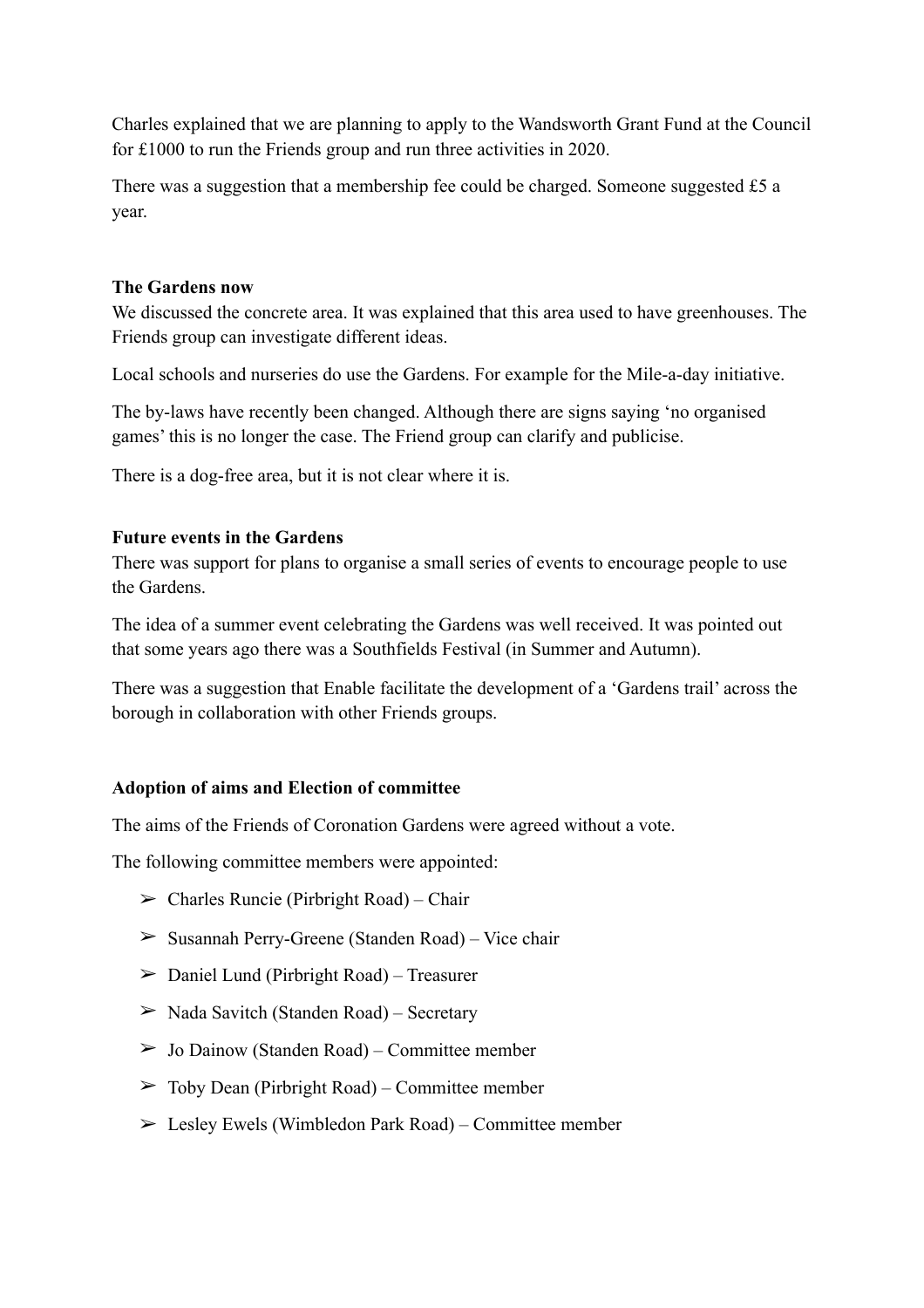Charles explained that we are planning to apply to the Wandsworth Grant Fund at the Council for £1000 to run the Friends group and run three activities in 2020.

There was a suggestion that a membership fee could be charged. Someone suggested £5 a year.

**The Gardens now**

We discussed the concrete area. It was explained that this area used to have greenhouses. The Friends group can investigate different ideas.

Local schools and nurseries do use the Gardens. For example for the Mile-a-day initiative.

The by-laws have recently been changed. Although there are signs saying 'no organised games' this is no longer the case. The Friend group can clarify and publicise.

There is a dog-free area, but it is not clear where it is.

**Future events in the Gardens**

There was support for plans to organise a small series of events to encourage people to use the Gardens.

The idea of a summer event celebrating the Gardens was well received. It was pointed out that some years ago there was a Southfields Festival (in Summer and Autumn).

There was a suggestion that Enable facilitate the development of a 'Gardens trail' across the borough in collaboration with other Friends groups.

**Adoption of aims and Election of committee**

The aims of the Friends of Coronation Gardens were agreed without a vote.

The following committee members were appointed:

- Charles Runcie (Pirbright Road) – Chair
- Susannah Perry-Greene (Standen Road) – Vice chair
- Daniel Lund (Pirbright Road) – Treasurer
- Nada Savitch (Standen Road) – Secretary
- Jo Dainow (Standen Road) – Committee member
- Toby Dean (Pirbright Road) – Committee member
- Lesley Ewels (Wimbledon Park Road) – Committee member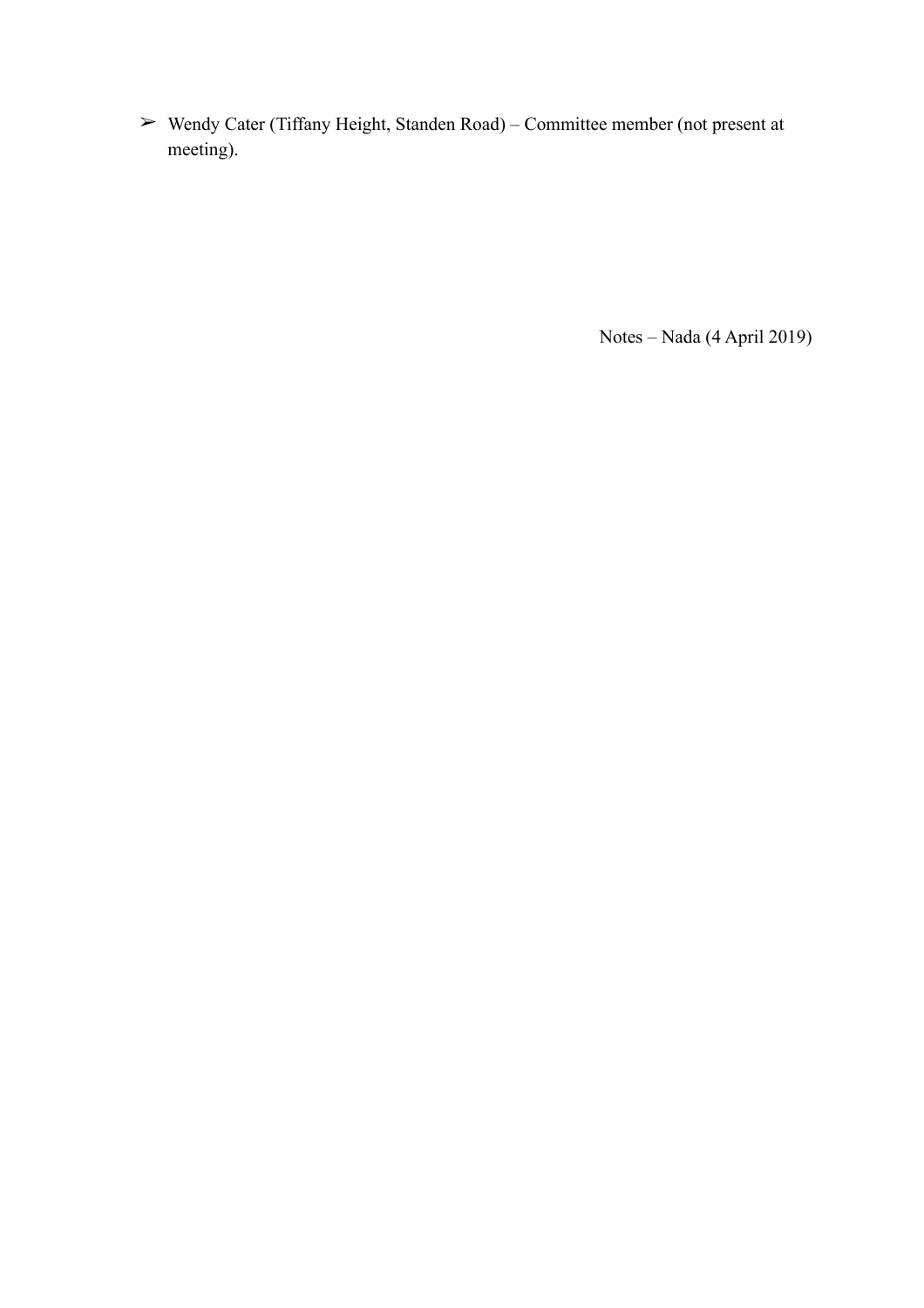- Wendy Cater (Tiffany Height, Standen Road) – Committee member (not present at meeting).

Notes – Nada (4 April 2019)